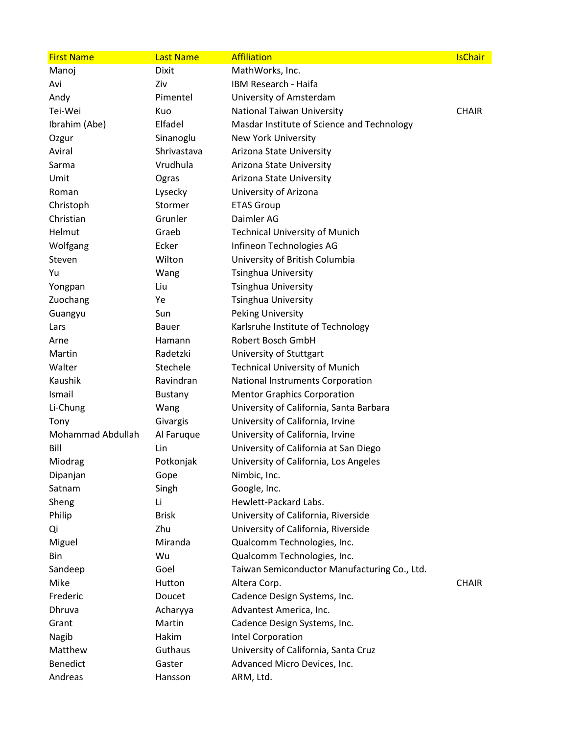| First Name | Last Name | Affiliation | IsChair |
|---|---|---|---|
| Manoj | Dixit | MathWorks, Inc. | |
| Avi | Ziv | IBM Research - Haifa | |
| Andy | Pimentel | University of Amsterdam | |
| Tei-Wei | Kuo | National Taiwan University | CHAIR |
| Ibrahim (Abe) | Elfadel | Masdar Institute of Science and Technology | |
| Ozgur | Sinanoglu | New York University | |
| Aviral | Shrivastava | Arizona State University | |
| Sarma | Vrudhula | Arizona State University | |
| Umit | Ogras | Arizona State University | |
| Roman | Lysecky | University of Arizona | |
| Christoph | Stormer | ETAS Group | |
| Christian | Grunler | Daimler AG | |
| Helmut | Graeb | Technical University of Munich | |
| Wolfgang | Ecker | Infineon Technologies AG | |
| Steven | Wilton | University of British Columbia | |
| Yu | Wang | Tsinghua University | |
| Yongpan | Liu | Tsinghua University | |
| Zuochang | Ye | Tsinghua University | |
| Guangyu | Sun | Peking University | |
| Lars | Bauer | Karlsruhe Institute of Technology | |
| Arne | Hamann | Robert Bosch GmbH | |
| Martin | Radetzki | University of Stuttgart | |
| Walter | Stechele | Technical University of Munich | |
| Kaushik | Ravindran | National Instruments Corporation | |
| Ismail | Bustany | Mentor Graphics Corporation | |
| Li-Chung | Wang | University of California, Santa Barbara | |
| Tony | Givargis | University of California, Irvine | |
| Mohammad Abdullah | Al Faruque | University of California, Irvine | |
| Bill | Lin | University of California at San Diego | |
| Miodrag | Potkonjak | University of California, Los Angeles | |
| Dipanjan | Gope | Nimbic, Inc. | |
| Satnam | Singh | Google, Inc. | |
| Sheng | Li | Hewlett-Packard Labs. | |
| Philip | Brisk | University of California, Riverside | |
| Qi | Zhu | University of California, Riverside | |
| Miguel | Miranda | Qualcomm Technologies, Inc. | |
| Bin | Wu | Qualcomm Technologies, Inc. | |
| Sandeep | Goel | Taiwan Semiconductor Manufacturing Co., Ltd. | |
| Mike | Hutton | Altera Corp. | CHAIR |
| Frederic | Doucet | Cadence Design Systems, Inc. | |
| Dhruva | Acharyya | Advantest America, Inc. | |
| Grant | Martin | Cadence Design Systems, Inc. | |
| Nagib | Hakim | Intel Corporation | |
| Matthew | Guthaus | University of California, Santa Cruz | |
| Benedict | Gaster | Advanced Micro Devices, Inc. | |
| Andreas | Hansson | ARM, Ltd. | |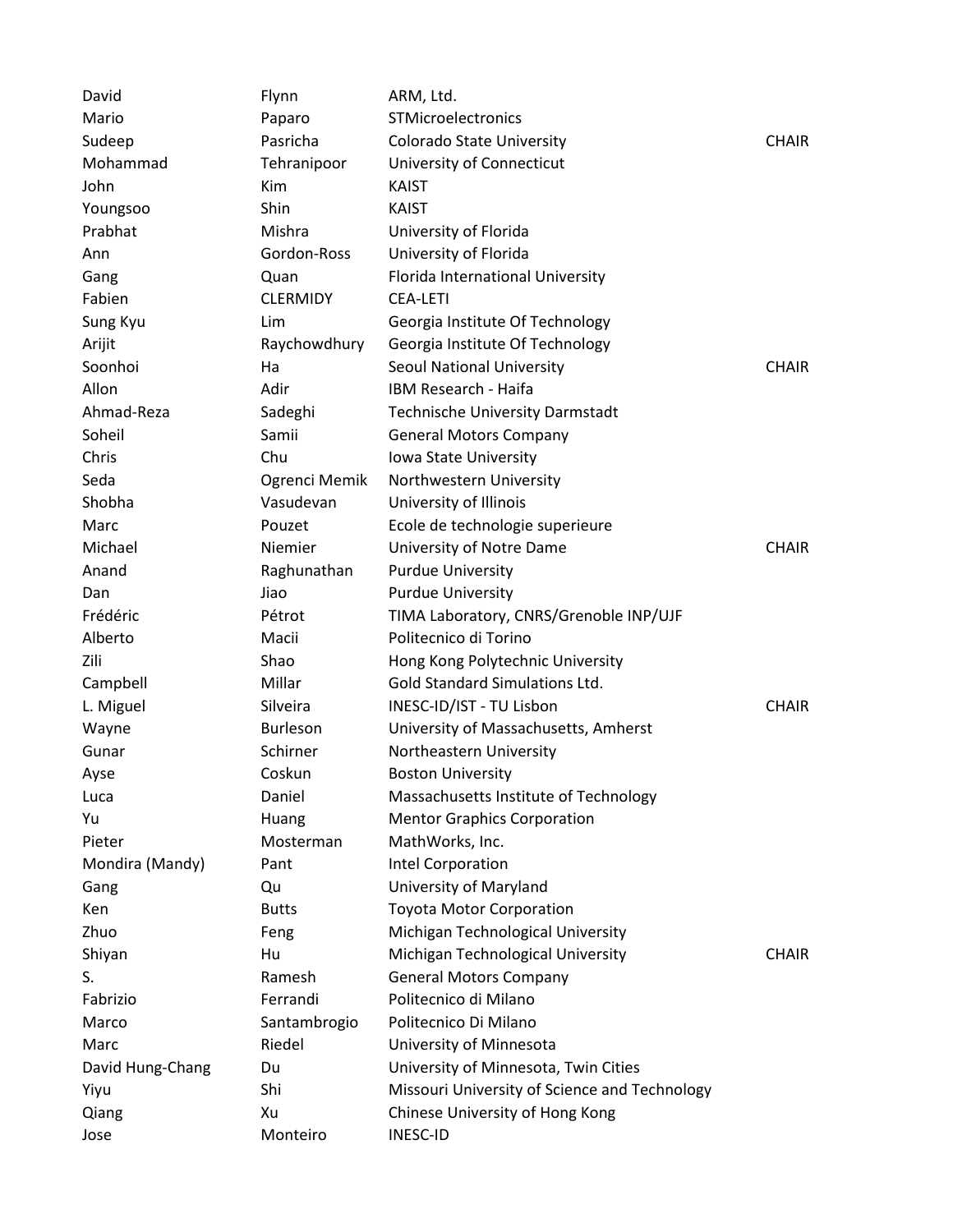| | | | |
|---|---|---|---|
| David | Flynn | ARM, Ltd. | |
| Mario | Paparo | STMicroelectronics | |
| Sudeep | Pasricha | Colorado State University | CHAIR |
| Mohammad | Tehranipoor | University of Connecticut | |
| John | Kim | KAIST | |
| Youngsoo | Shin | KAIST | |
| Prabhat | Mishra | University of Florida | |
| Ann | Gordon-Ross | University of Florida | |
| Gang | Quan | Florida International University | |
| Fabien | CLERMIDY | CEA-LETI | |
| Sung Kyu | Lim | Georgia Institute Of Technology | |
| Arijit | Raychowdhury | Georgia Institute Of Technology | |
| Soonhoi | Ha | Seoul National University | CHAIR |
| Allon | Adir | IBM Research - Haifa | |
| Ahmad-Reza | Sadeghi | Technische University Darmstadt | |
| Soheil | Samii | General Motors Company | |
| Chris | Chu | Iowa State University | |
| Seda | Ogrenci Memik | Northwestern University | |
| Shobha | Vasudevan | University of Illinois | |
| Marc | Pouzet | Ecole de technologie superieure | |
| Michael | Niemier | University of Notre Dame | CHAIR |
| Anand | Raghunathan | Purdue University | |
| Dan | Jiao | Purdue University | |
| Frédéric | Pétrot | TIMA Laboratory, CNRS/Grenoble INP/UJF | |
| Alberto | Macii | Politecnico di Torino | |
| Zili | Shao | Hong Kong Polytechnic University | |
| Campbell | Millar | Gold Standard Simulations Ltd. | |
| L. Miguel | Silveira | INESC-ID/IST - TU Lisbon | CHAIR |
| Wayne | Burleson | University of Massachusetts, Amherst | |
| Gunar | Schirner | Northeastern University | |
| Ayse | Coskun | Boston University | |
| Luca | Daniel | Massachusetts Institute of Technology | |
| Yu | Huang | Mentor Graphics Corporation | |
| Pieter | Mosterman | MathWorks, Inc. | |
| Mondira (Mandy) | Pant | Intel Corporation | |
| Gang | Qu | University of Maryland | |
| Ken | Butts | Toyota Motor Corporation | |
| Zhuo | Feng | Michigan Technological University | |
| Shiyan | Hu | Michigan Technological University | CHAIR |
| S. | Ramesh | General Motors Company | |
| Fabrizio | Ferrandi | Politecnico di Milano | |
| Marco | Santambrogio | Politecnico Di Milano | |
| Marc | Riedel | University of Minnesota | |
| David Hung-Chang | Du | University of Minnesota, Twin Cities | |
| Yiyu | Shi | Missouri University of Science and Technology | |
| Qiang | Xu | Chinese University of Hong Kong | |
| Jose | Monteiro | INESC-ID | |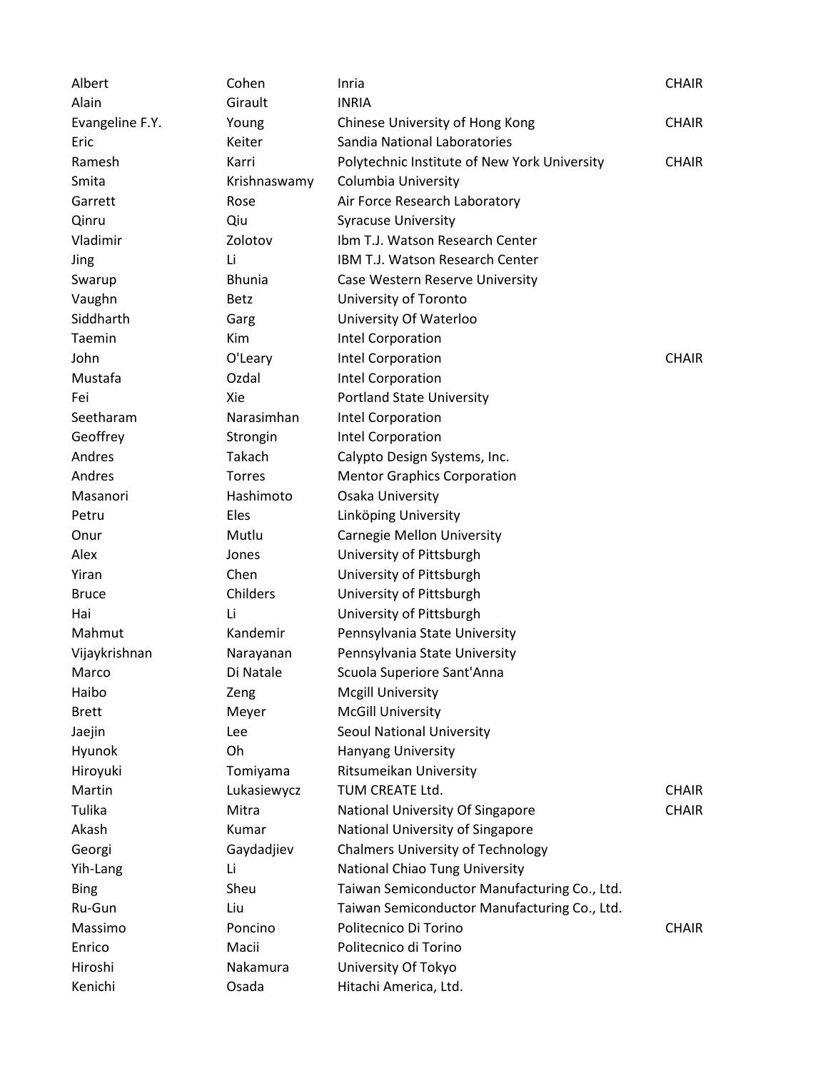| | | | |
|---|---|---|---|
| Albert | Cohen | Inria | CHAIR |
| Alain | Girault | INRIA | |
| Evangeline F.Y. | Young | Chinese University of Hong Kong | CHAIR |
| Eric | Keiter | Sandia National Laboratories | |
| Ramesh | Karri | Polytechnic Institute of New York University | CHAIR |
| Smita | Krishnaswamy | Columbia University | |
| Garrett | Rose | Air Force Research Laboratory | |
| Qinru | Qiu | Syracuse University | |
| Vladimir | Zolotov | Ibm T.J. Watson Research Center | |
| Jing | Li | IBM T.J. Watson Research Center | |
| Swarup | Bhunia | Case Western Reserve University | |
| Vaughn | Betz | University of Toronto | |
| Siddharth | Garg | University Of Waterloo | |
| Taemin | Kim | Intel Corporation | |
| John | O'Leary | Intel Corporation | CHAIR |
| Mustafa | Ozdal | Intel Corporation | |
| Fei | Xie | Portland State University | |
| Seetharam | Narasimhan | Intel Corporation | |
| Geoffrey | Strongin | Intel Corporation | |
| Andres | Takach | Calypto Design Systems, Inc. | |
| Andres | Torres | Mentor Graphics Corporation | |
| Masanori | Hashimoto | Osaka University | |
| Petru | Eles | Linköping University | |
| Onur | Mutlu | Carnegie Mellon University | |
| Alex | Jones | University of Pittsburgh | |
| Yiran | Chen | University of Pittsburgh | |
| Bruce | Childers | University of Pittsburgh | |
| Hai | Li | University of Pittsburgh | |
| Mahmut | Kandemir | Pennsylvania State University | |
| Vijaykrishnan | Narayanan | Pennsylvania State University | |
| Marco | Di Natale | Scuola Superiore Sant'Anna | |
| Haibo | Zeng | Mcgill University | |
| Brett | Meyer | McGill University | |
| Jaejin | Lee | Seoul National University | |
| Hyunok | Oh | Hanyang University | |
| Hiroyuki | Tomiyama | Ritsumeikan University | |
| Martin | Lukasiewycz | TUM CREATE Ltd. | CHAIR |
| Tulika | Mitra | National University Of Singapore | CHAIR |
| Akash | Kumar | National University of Singapore | |
| Georgi | Gaydadjiev | Chalmers University of Technology | |
| Yih-Lang | Li | National Chiao Tung University | |
| Bing | Sheu | Taiwan Semiconductor Manufacturing Co., Ltd. | |
| Ru-Gun | Liu | Taiwan Semiconductor Manufacturing Co., Ltd. | |
| Massimo | Poncino | Politecnico Di Torino | CHAIR |
| Enrico | Macii | Politecnico di Torino | |
| Hiroshi | Nakamura | University Of Tokyo | |
| Kenichi | Osada | Hitachi America, Ltd. | |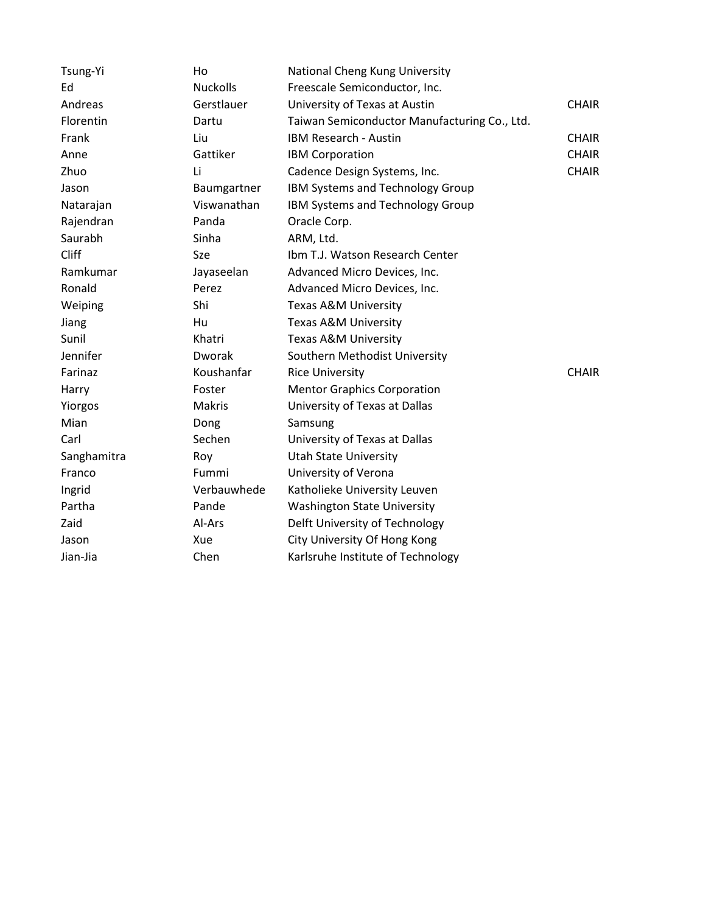| | | | |
|---|---|---|---|
| Tsung-Yi | Ho | National Cheng Kung University | |
| Ed | Nuckolls | Freescale Semiconductor, Inc. | |
| Andreas | Gerstlauer | University of Texas at Austin | CHAIR |
| Florentin | Dartu | Taiwan Semiconductor Manufacturing Co., Ltd. | |
| Frank | Liu | IBM Research - Austin | CHAIR |
| Anne | Gattiker | IBM Corporation | CHAIR |
| Zhuo | Li | Cadence Design Systems, Inc. | CHAIR |
| Jason | Baumgartner | IBM Systems and Technology Group | |
| Natarajan | Viswanathan | IBM Systems and Technology Group | |
| Rajendran | Panda | Oracle Corp. | |
| Saurabh | Sinha | ARM, Ltd. | |
| Cliff | Sze | Ibm T.J. Watson Research Center | |
| Ramkumar | Jayaseelan | Advanced Micro Devices, Inc. | |
| Ronald | Perez | Advanced Micro Devices, Inc. | |
| Weiping | Shi | Texas A&M University | |
| Jiang | Hu | Texas A&M University | |
| Sunil | Khatri | Texas A&M University | |
| Jennifer | Dworak | Southern Methodist University | |
| Farinaz | Koushanfar | Rice University | CHAIR |
| Harry | Foster | Mentor Graphics Corporation | |
| Yiorgos | Makris | University of Texas at Dallas | |
| Mian | Dong | Samsung | |
| Carl | Sechen | University of Texas at Dallas | |
| Sanghamitra | Roy | Utah State University | |
| Franco | Fummi | University of Verona | |
| Ingrid | Verbauwhede | Katholieke University Leuven | |
| Partha | Pande | Washington State University | |
| Zaid | Al-Ars | Delft University of Technology | |
| Jason | Xue | City University Of Hong Kong | |
| Jian-Jia | Chen | Karlsruhe Institute of Technology | |